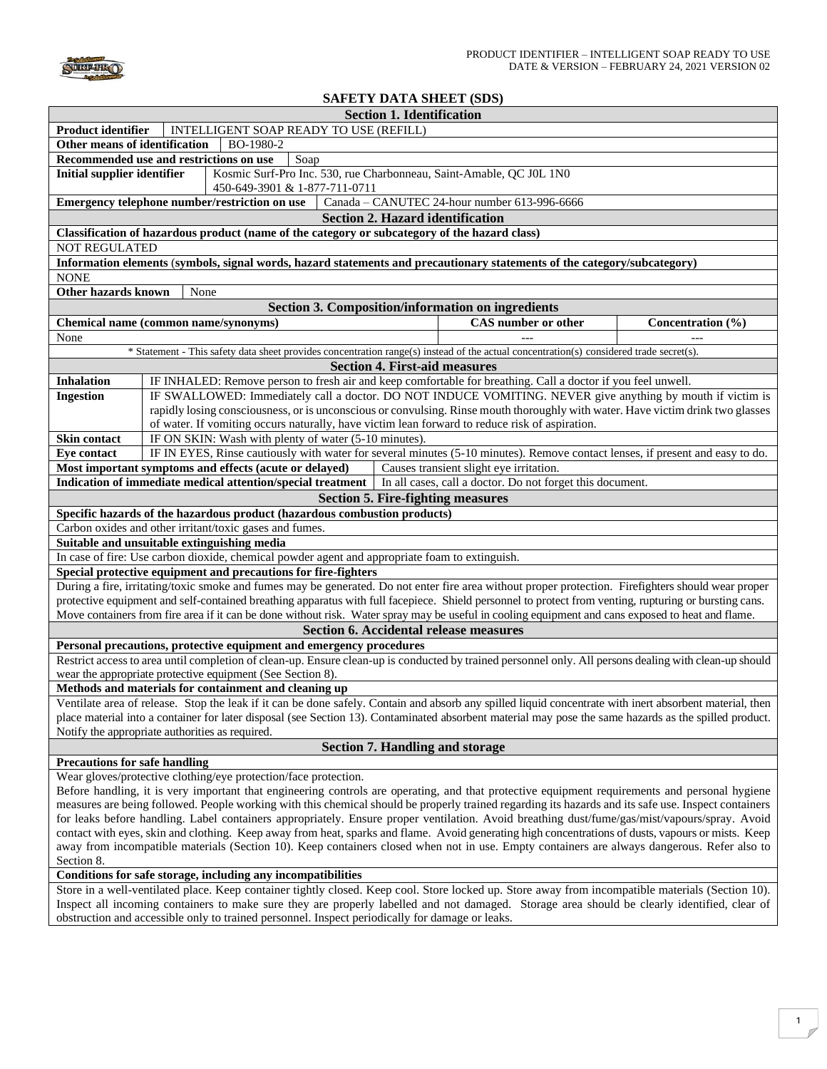# SAFETY DATA SHEET (SDS)

## Section 1. Identification

| | |
|---|---|
| **Product identifier** | INTELLIGENT SOAP READY TO USE (REFILL) |
| **Other means of identification** | BO-1980-2 |
| **Recommended use and restrictions on use** | Soap |
| **Initial supplier identifier** | Kosmic Surf-Pro Inc. 530, rue Charbonneau, Saint-Amable, QC J0L 1N0<br>450-649-3901 & 1-877-711-0711 |
| **Emergency telephone number/restriction on use** | Canada – CANUTEC 24-hour number 613-996-6666 |

## Section 2. Hazard identification

**Classification of hazardous product (name of the category or subcategory of the hazard class)**

NOT REGULATED

**Information elements (symbols, signal words, hazard statements and precautionary statements of the category/subcategory)**

NONE

**Other hazards known** None

## Section 3. Composition/information on ingredients

| Chemical name (common name/synonyms) | CAS number or other | Concentration (%) |
|---|---|---|
| None | --- | --- |

\* Statement - This safety data sheet provides concentration range(s) instead of the actual concentration(s) considered trade secret(s).

## Section 4. First-aid measures

| | |
|---|---|
| **Inhalation** | IF INHALED: Remove person to fresh air and keep comfortable for breathing. Call a doctor if you feel unwell. |
| **Ingestion** | IF SWALLOWED: Immediately call a doctor. DO NOT INDUCE VOMITING. NEVER give anything by mouth if victim is rapidly losing consciousness, or is unconscious or convulsing. Rinse mouth thoroughly with water. Have victim drink two glasses of water. If vomiting occurs naturally, have victim lean forward to reduce risk of aspiration. |
| **Skin contact** | IF ON SKIN: Wash with plenty of water (5-10 minutes). |
| **Eye contact** | IF IN EYES, Rinse cautiously with water for several minutes (5-10 minutes). Remove contact lenses, if present and easy to do. |
| **Most important symptoms and effects (acute or delayed)** | Causes transient slight eye irritation. |
| **Indication of immediate medical attention/special treatment** | In all cases, call a doctor. Do not forget this document. |

## Section 5. Fire-fighting measures

**Specific hazards of the hazardous product (hazardous combustion products)**

Carbon oxides and other irritant/toxic gases and fumes.

**Suitable and unsuitable extinguishing media**

In case of fire: Use carbon dioxide, chemical powder agent and appropriate foam to extinguish.

**Special protective equipment and precautions for fire-fighters**

During a fire, irritating/toxic smoke and fumes may be generated. Do not enter fire area without proper protection. Firefighters should wear proper protective equipment and self-contained breathing apparatus with full facepiece. Shield personnel to protect from venting, rupturing or bursting cans. Move containers from fire area if it can be done without risk. Water spray may be useful in cooling equipment and cans exposed to heat and flame.

## Section 6. Accidental release measures

**Personal precautions, protective equipment and emergency procedures**

Restrict access to area until completion of clean-up. Ensure clean-up is conducted by trained personnel only. All persons dealing with clean-up should wear the appropriate protective equipment (See Section 8).

**Methods and materials for containment and cleaning up**

Ventilate area of release. Stop the leak if it can be done safely. Contain and absorb any spilled liquid concentrate with inert absorbent material, then place material into a container for later disposal (see Section 13). Contaminated absorbent material may pose the same hazards as the spilled product. Notify the appropriate authorities as required.

## Section 7. Handling and storage

**Precautions for safe handling**

Wear gloves/protective clothing/eye protection/face protection.

Before handling, it is very important that engineering controls are operating, and that protective equipment requirements and personal hygiene measures are being followed. People working with this chemical should be properly trained regarding its hazards and its safe use. Inspect containers for leaks before handling. Label containers appropriately. Ensure proper ventilation. Avoid breathing dust/fume/gas/mist/vapours/spray. Avoid contact with eyes, skin and clothing. Keep away from heat, sparks and flame. Avoid generating high concentrations of dusts, vapours or mists. Keep away from incompatible materials (Section 10). Keep containers closed when not in use. Empty containers are always dangerous. Refer also to Section 8.

**Conditions for safe storage, including any incompatibilities**

Store in a well-ventilated place. Keep container tightly closed. Keep cool. Store locked up. Store away from incompatible materials (Section 10). Inspect all incoming containers to make sure they are properly labelled and not damaged. Storage area should be clearly identified, clear of obstruction and accessible only to trained personnel. Inspect periodically for damage or leaks.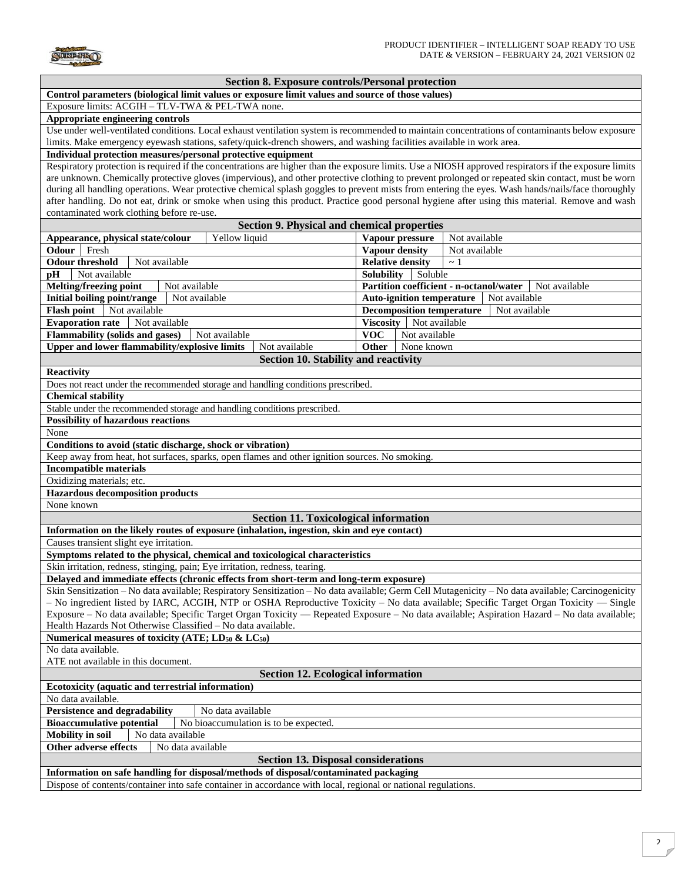## Section 8. Exposure controls/Personal protection

**Control parameters (biological limit values or exposure limit values and source of those values)**

Exposure limits: ACGIH – TLV-TWA & PEL-TWA none.

**Appropriate engineering controls**

Use under well-ventilated conditions. Local exhaust ventilation system is recommended to maintain concentrations of contaminants below exposure limits. Make emergency eyewash stations, safety/quick-drench showers, and washing facilities available in work area.

**Individual protection measures/personal protective equipment**

Respiratory protection is required if the concentrations are higher than the exposure limits. Use a NIOSH approved respirators if the exposure limits are unknown. Chemically protective gloves (impervious), and other protective clothing to prevent prolonged or repeated skin contact, must be worn during all handling operations. Wear protective chemical splash goggles to prevent mists from entering the eyes. Wash hands/nails/face thoroughly after handling. Do not eat, drink or smoke when using this product. Practice good personal hygiene after using this material. Remove and wash contaminated work clothing before re-use.

## Section 9. Physical and chemical properties

| Property | Value | Property | Value |
|---|---|---|---|
| **Appearance, physical state/colour** | Yellow liquid | **Vapour pressure** | Not available |
| **Odour** | Fresh | **Vapour density** | Not available |
| **Odour threshold** | Not available | **Relative density** | ~ 1 |
| **pH** | Not available | **Solubility** | Soluble |
| **Melting/freezing point** | Not available | **Partition coefficient - n-octanol/water** | Not available |
| **Initial boiling point/range** | Not available | **Auto-ignition temperature** | Not available |
| **Flash point** | Not available | **Decomposition temperature** | Not available |
| **Evaporation rate** | Not available | **Viscosity** | Not available |
| **Flammability (solids and gases)** | Not available | **VOC** | Not available |
| **Upper and lower flammability/explosive limits** | Not available | **Other** | None known |

## Section 10. Stability and reactivity

**Reactivity**

Does not react under the recommended storage and handling conditions prescribed.

**Chemical stability**

Stable under the recommended storage and handling conditions prescribed.

**Possibility of hazardous reactions**

None

**Conditions to avoid (static discharge, shock or vibration)**

Keep away from heat, hot surfaces, sparks, open flames and other ignition sources. No smoking.

**Incompatible materials**

Oxidizing materials; etc.

**Hazardous decomposition products**

None known

## Section 11. Toxicological information

**Information on the likely routes of exposure (inhalation, ingestion, skin and eye contact)**

Causes transient slight eye irritation.

**Symptoms related to the physical, chemical and toxicological characteristics**

Skin irritation, redness, stinging, pain; Eye irritation, redness, tearing.

**Delayed and immediate effects (chronic effects from short-term and long-term exposure)**

Skin Sensitization – No data available; Respiratory Sensitization – No data available; Germ Cell Mutagenicity – No data available; Carcinogenicity – No ingredient listed by IARC, ACGIH, NTP or OSHA Reproductive Toxicity – No data available; Specific Target Organ Toxicity — Single Exposure – No data available; Specific Target Organ Toxicity — Repeated Exposure – No data available; Aspiration Hazard – No data available; Health Hazards Not Otherwise Classified – No data available.

**Numerical measures of toxicity (ATE; $LD_{50}$ & $LC_{50}$)**

No data available.

ATE not available in this document.

## Section 12. Ecological information

**Ecotoxicity (aquatic and terrestrial information)**

No data available.

| | |
|---|---|
| **Persistence and degradability** | No data available |
| **Bioaccumulative potential** | No bioaccumulation is to be expected. |
| **Mobility in soil** | No data available |
| **Other adverse effects** | No data available |

## Section 13. Disposal considerations

**Information on safe handling for disposal/methods of disposal/contaminated packaging**

Dispose of contents/container into safe container in accordance with local, regional or national regulations.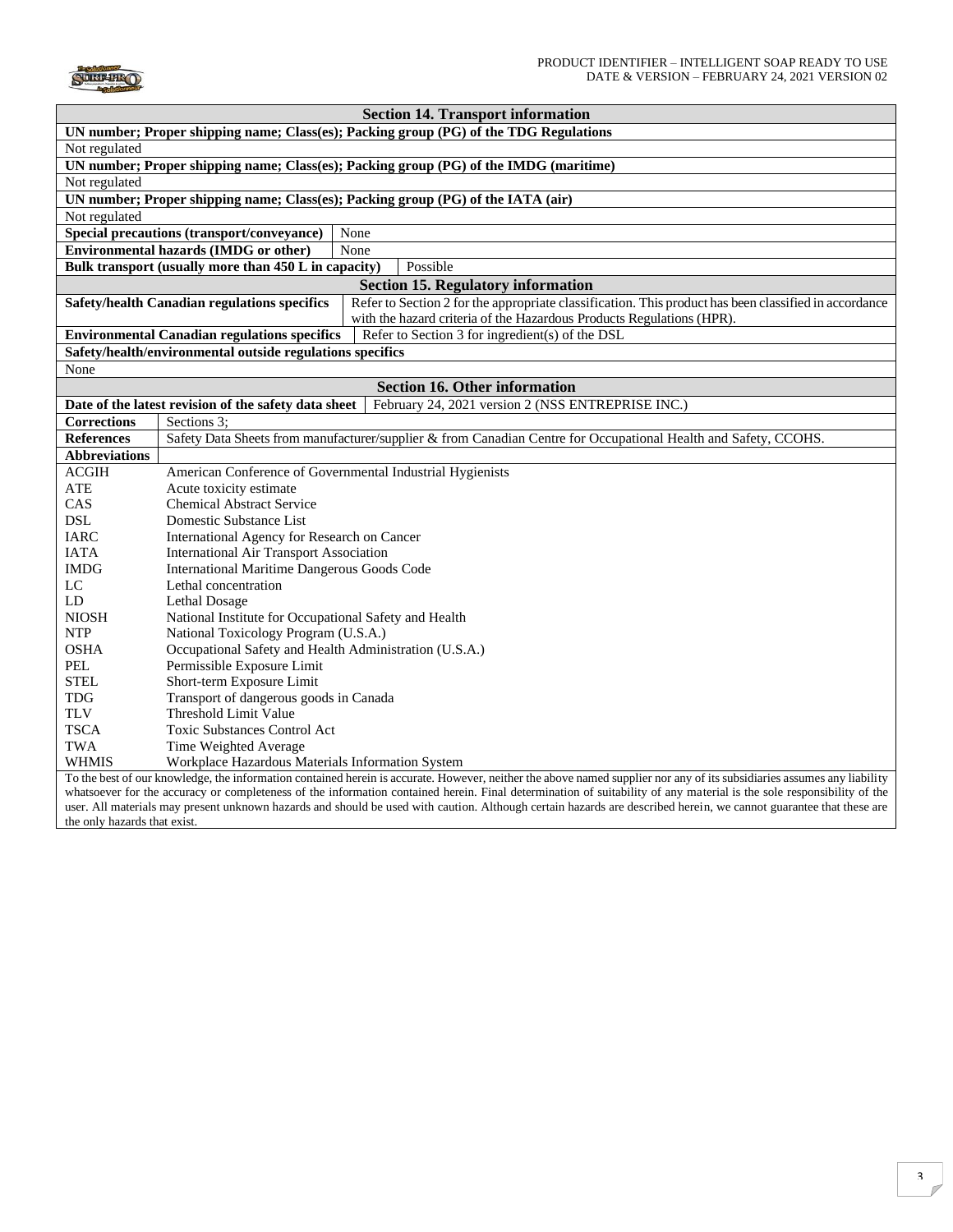## Section 14. Transport information

**UN number; Proper shipping name; Class(es); Packing group (PG) of the TDG Regulations**

Not regulated

**UN number; Proper shipping name; Class(es); Packing group (PG) of the IMDG (maritime)**

Not regulated

**UN number; Proper shipping name; Class(es); Packing group (PG) of the IATA (air)**

Not regulated

| | |
|---|---|
| **Special precautions (transport/conveyance)** | None |
| **Environmental hazards (IMDG or other)** | None |
| **Bulk transport (usually more than 450 L in capacity)** | Possible |

## Section 15. Regulatory information

| | |
|---|---|
| **Safety/health Canadian regulations specifics** | Refer to Section 2 for the appropriate classification. This product has been classified in accordance with the hazard criteria of the Hazardous Products Regulations (HPR). |
| **Environmental Canadian regulations specifics** | Refer to Section 3 for ingredient(s) of the DSL |

**Safety/health/environmental outside regulations specifics**

None

## Section 16. Other information

| | |
|---|---|
| **Date of the latest revision of the safety data sheet** | February 24, 2021 version 2 (NSS ENTREPRISE INC.) |
| **Corrections** | Sections 3; |
| **References** | Safety Data Sheets from manufacturer/supplier & from Canadian Centre for Occupational Health and Safety, CCOHS. |

**Abbreviations**

| | |
|---|---|
| ACGIH | American Conference of Governmental Industrial Hygienists |
| ATE | Acute toxicity estimate |
| CAS | Chemical Abstract Service |
| DSL | Domestic Substance List |
| IARC | International Agency for Research on Cancer |
| IATA | International Air Transport Association |
| IMDG | International Maritime Dangerous Goods Code |
| LC | Lethal concentration |
| LD | Lethal Dosage |
| NIOSH | National Institute for Occupational Safety and Health |
| NTP | National Toxicology Program (U.S.A.) |
| OSHA | Occupational Safety and Health Administration (U.S.A.) |
| PEL | Permissible Exposure Limit |
| STEL | Short-term Exposure Limit |
| TDG | Transport of dangerous goods in Canada |
| TLV | Threshold Limit Value |
| TSCA | Toxic Substances Control Act |
| TWA | Time Weighted Average |
| WHMIS | Workplace Hazardous Materials Information System |

To the best of our knowledge, the information contained herein is accurate. However, neither the above named supplier nor any of its subsidiaries assumes any liability whatsoever for the accuracy or completeness of the information contained herein. Final determination of suitability of any material is the sole responsibility of the user. All materials may present unknown hazards and should be used with caution. Although certain hazards are described herein, we cannot guarantee that these are the only hazards that exist.